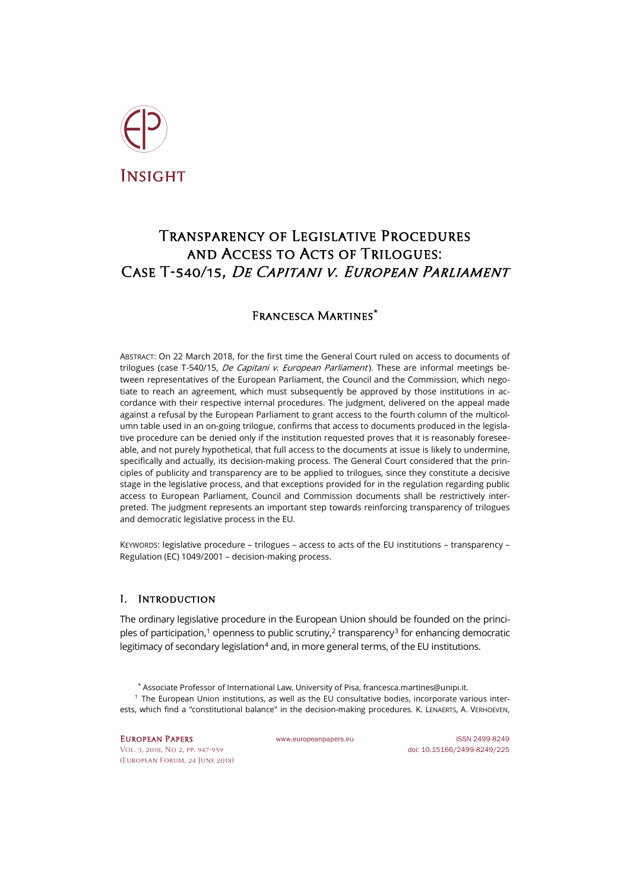Insight

# Transparency of Legislative Procedures and Access to Acts of Trilogues: Case T-540/15, *De Capitani v. European Parliament*

## Francesca Martines*

Abstract: On 22 March 2018, for the first time the General Court ruled on access to documents of trilogues (case T-540/15, *De Capitani v. European Parliament*). These are informal meetings between representatives of the European Parliament, the Council and the Commission, which negotiate to reach an agreement, which must subsequently be approved by those institutions in accordance with their respective internal procedures. The judgment, delivered on the appeal made against a refusal by the European Parliament to grant access to the fourth column of the multicolumn table used in an on-going trilogue, confirms that access to documents produced in the legislative procedure can be denied only if the institution requested proves that it is reasonably foreseeable, and not purely hypothetical, that full access to the documents at issue is likely to undermine, specifically and actually, its decision-making process. The General Court considered that the principles of publicity and transparency are to be applied to trilogues, since they constitute a decisive stage in the legislative process, and that exceptions provided for in the regulation regarding public access to European Parliament, Council and Commission documents shall be restrictively interpreted. The judgment represents an important step towards reinforcing transparency of trilogues and democratic legislative process in the EU.

Keywords: legislative procedure – trilogues – access to acts of the EU institutions – transparency – Regulation (EC) 1049/2001 – decision-making process.

## I. Introduction

The ordinary legislative procedure in the European Union should be founded on the principles of participation,[1] openness to public scrutiny,[2] transparency[3] for enhancing democratic legitimacy of secondary legislation[4] and, in more general terms, of the EU institutions.

* Associate Professor of International Law, University of Pisa, francesca.martines@unipi.it.

[1] The European Union institutions, as well as the EU consultative bodies, incorporate various interests, which find a "constitutional balance" in the decision-making procedures. K. Lenaerts, A. Verhoeven,

European Papers
Vol. 3, 2018, No 2, pp. 947-959
(European Forum, 24 June 2018)
www.europeanpapers.eu
ISSN 2499-8249
doi: 10.15166/2499-8249/225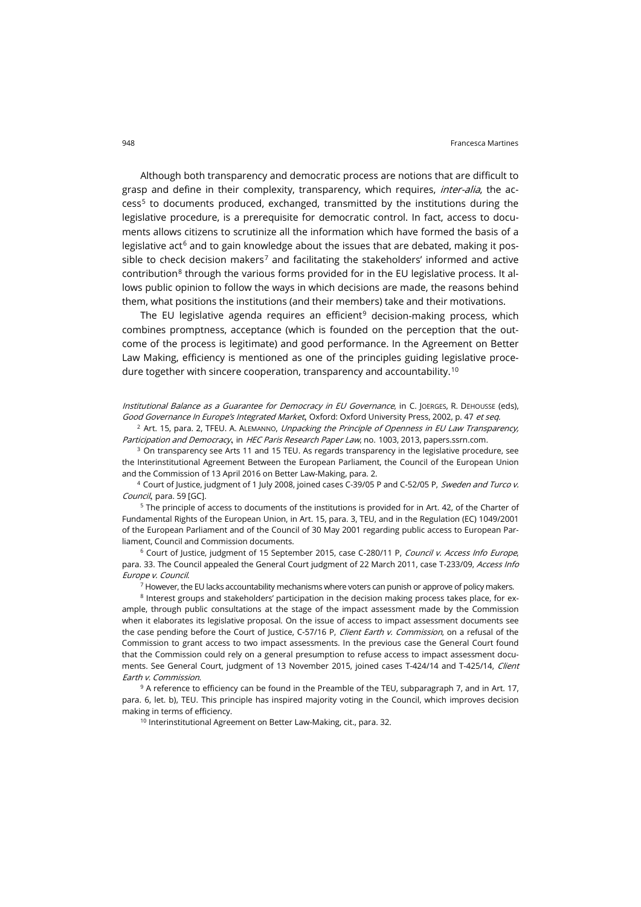Although both transparency and democratic process are notions that are difficult to grasp and define in their complexity, transparency, which requires, *inter-alia*, the access[5] to documents produced, exchanged, transmitted by the institutions during the legislative procedure, is a prerequisite for democratic control. In fact, access to documents allows citizens to scrutinize all the information which have formed the basis of a legislative act[6] and to gain knowledge about the issues that are debated, making it possible to check decision makers[7] and facilitating the stakeholders' informed and active contribution[8] through the various forms provided for in the EU legislative process. It allows public opinion to follow the ways in which decisions are made, the reasons behind them, what positions the institutions (and their members) take and their motivations.

The EU legislative agenda requires an efficient[9] decision-making process, which combines promptness, acceptance (which is founded on the perception that the outcome of the process is legitimate) and good performance. In the Agreement on Better Law Making, efficiency is mentioned as one of the principles guiding legislative procedure together with sincere cooperation, transparency and accountability.[10]

*Institutional Balance as a Guarantee for Democracy in EU Governance*, in C. Joerges, R. Dehousse (eds), *Good Governance In Europe's Integrated Market*, Oxford: Oxford University Press, 2002, p. 47 *et seq.*

[2] Art. 15, para. 2, TFEU. A. Alemanno, *Unpacking the Principle of Openness in EU Law Transparency, Participation and Democracy*, in *HEC Paris Research Paper Law*, no. 1003, 2013, papers.ssrn.com.

[3] On transparency see Arts 11 and 15 TEU. As regards transparency in the legislative procedure, see the Interinstitutional Agreement Between the European Parliament, the Council of the European Union and the Commission of 13 April 2016 on Better Law-Making, para. 2.

[4] Court of Justice, judgment of 1 July 2008, joined cases C-39/05 P and C-52/05 P, *Sweden and Turco v. Council*, para. 59 [GC].

[5] The principle of access to documents of the institutions is provided for in Art. 42, of the Charter of Fundamental Rights of the European Union, in Art. 15, para. 3, TEU, and in the Regulation (EC) 1049/2001 of the European Parliament and of the Council of 30 May 2001 regarding public access to European Parliament, Council and Commission documents.

[6] Court of Justice, judgment of 15 September 2015, case C-280/11 P, *Council v. Access Info Europe*, para. 33. The Council appealed the General Court judgment of 22 March 2011, case T-233/09, *Access Info Europe v. Council*.

[7] However, the EU lacks accountability mechanisms where voters can punish or approve of policy makers.

[8] Interest groups and stakeholders' participation in the decision making process takes place, for example, through public consultations at the stage of the impact assessment made by the Commission when it elaborates its legislative proposal. On the issue of access to impact assessment documents see the case pending before the Court of Justice, C-57/16 P, *Client Earth v. Commission*, on a refusal of the Commission to grant access to two impact assessments. In the previous case the General Court found that the Commission could rely on a general presumption to refuse access to impact assessment documents. See General Court, judgment of 13 November 2015, joined cases T-424/14 and T-425/14, *Client Earth v. Commission*.

[9] A reference to efficiency can be found in the Preamble of the TEU, subparagraph 7, and in Art. 17, para. 6, let. b), TEU. This principle has inspired majority voting in the Council, which improves decision making in terms of efficiency.

[10] Interinstitutional Agreement on Better Law-Making, cit., para. 32.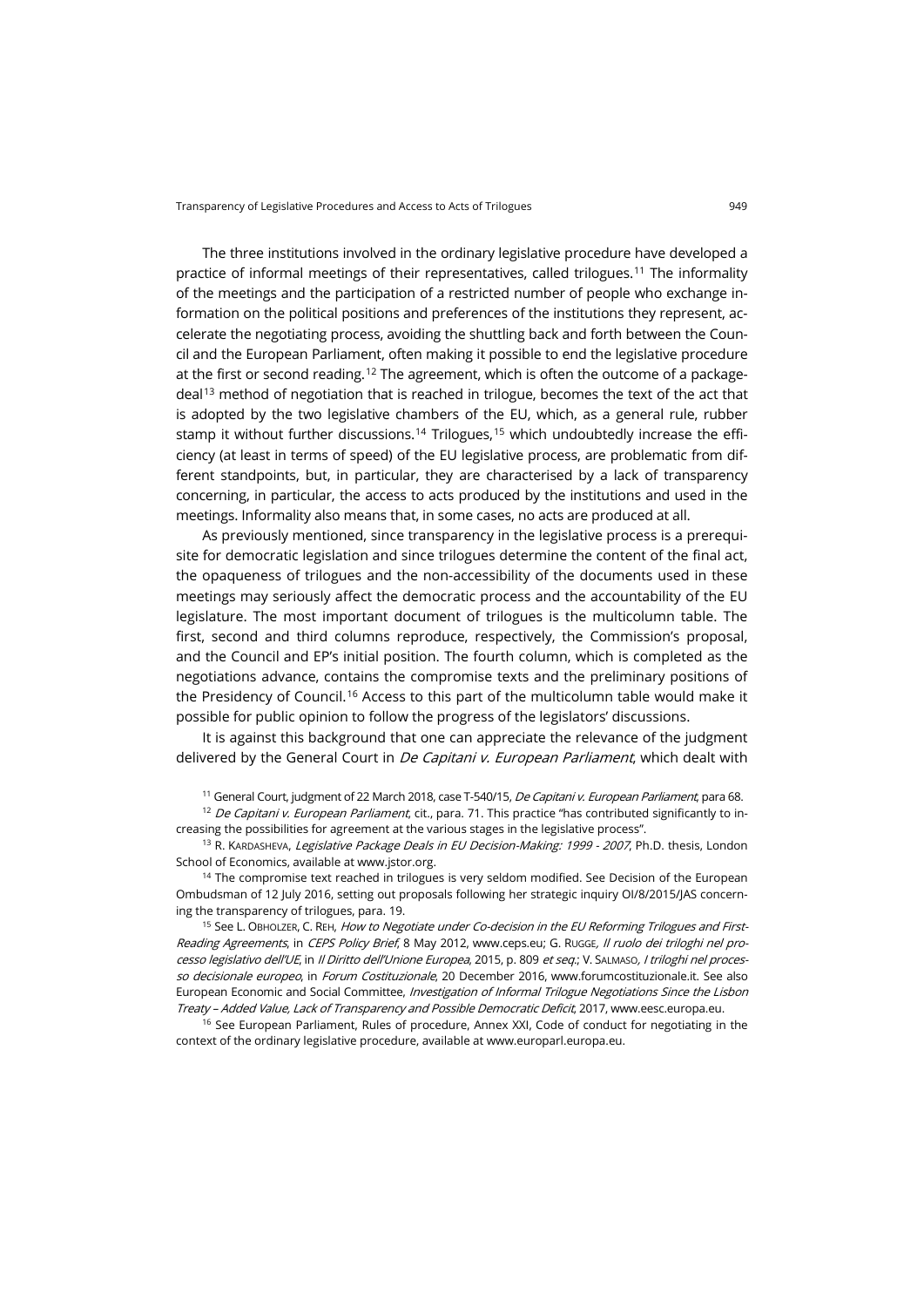The three institutions involved in the ordinary legislative procedure have developed a practice of informal meetings of their representatives, called trilogues.[11] The informality of the meetings and the participation of a restricted number of people who exchange information on the political positions and preferences of the institutions they represent, accelerate the negotiating process, avoiding the shuttling back and forth between the Council and the European Parliament, often making it possible to end the legislative procedure at the first or second reading.[12] The agreement, which is often the outcome of a package-deal[13] method of negotiation that is reached in trilogue, becomes the text of the act that is adopted by the two legislative chambers of the EU, which, as a general rule, rubber stamp it without further discussions.[14] Trilogues,[15] which undoubtedly increase the efficiency (at least in terms of speed) of the EU legislative process, are problematic from different standpoints, but, in particular, they are characterised by a lack of transparency concerning, in particular, the access to acts produced by the institutions and used in the meetings. Informality also means that, in some cases, no acts are produced at all.

As previously mentioned, since transparency in the legislative process is a prerequisite for democratic legislation and since trilogues determine the content of the final act, the opaqueness of trilogues and the non-accessibility of the documents used in these meetings may seriously affect the democratic process and the accountability of the EU legislature. The most important document of trilogues is the multicolumn table. The first, second and third columns reproduce, respectively, the Commission's proposal, and the Council and EP's initial position. The fourth column, which is completed as the negotiations advance, contains the compromise texts and the preliminary positions of the Presidency of Council.[16] Access to this part of the multicolumn table would make it possible for public opinion to follow the progress of the legislators' discussions.

It is against this background that one can appreciate the relevance of the judgment delivered by the General Court in *De Capitani v. European Parliament*, which dealt with

---

[11] General Court, judgment of 22 March 2018, case T-540/15, *De Capitani v. European Parliament*, para 68.

[12] *De Capitani v. European Parliament*, cit., para. 71. This practice "has contributed significantly to increasing the possibilities for agreement at the various stages in the legislative process".

[13] R. Kardasheva, *Legislative Package Deals in EU Decision-Making: 1999 - 2007*, Ph.D. thesis, London School of Economics, available at www.jstor.org.

[14] The compromise text reached in trilogues is very seldom modified. See Decision of the European Ombudsman of 12 July 2016, setting out proposals following her strategic inquiry OI/8/2015/JAS concerning the transparency of trilogues, para. 19.

[15] See L. Obholzer, C. Reh, *How to Negotiate under Co-decision in the EU Reforming Trilogues and First-Reading Agreements*, in *CEPS Policy Brief*, 8 May 2012, www.ceps.eu; G. Rugge, *Il ruolo dei triloghi nel processo legislativo dell'UE*, in *Il Diritto dell'Unione Europea*, 2015, p. 809 *et seq.*; V. Salmaso, *I triloghi nel processo decisionale europeo*, in *Forum Costituzionale*, 20 December 2016, www.forumcostituzionale.it. See also European Economic and Social Committee, *Investigation of Informal Trilogue Negotiations Since the Lisbon Treaty – Added Value, Lack of Transparency and Possible Democratic Deficit*, 2017, www.eesc.europa.eu.

[16] See European Parliament, Rules of procedure, Annex XXI, Code of conduct for negotiating in the context of the ordinary legislative procedure, available at www.europarl.europa.eu.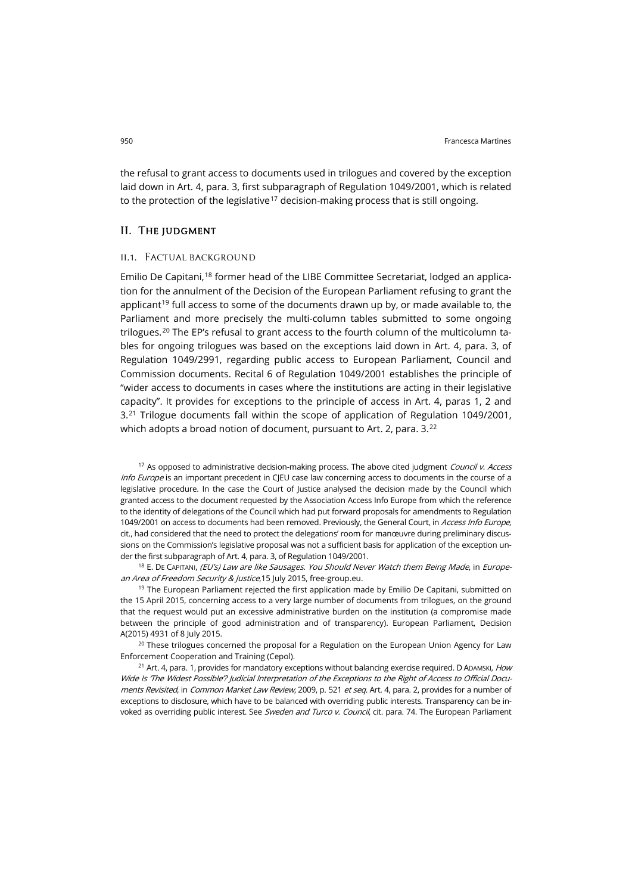the refusal to grant access to documents used in trilogues and covered by the exception laid down in Art. 4, para. 3, first subparagraph of Regulation 1049/2001, which is related to the protection of the legislative[17] decision-making process that is still ongoing.

## II. The judgment

### II.1. Factual background

Emilio De Capitani,[18] former head of the LIBE Committee Secretariat, lodged an application for the annulment of the Decision of the European Parliament refusing to grant the applicant[19] full access to some of the documents drawn up by, or made available to, the Parliament and more precisely the multi-column tables submitted to some ongoing trilogues.[20] The EP's refusal to grant access to the fourth column of the multicolumn tables for ongoing trilogues was based on the exceptions laid down in Art. 4, para. 3, of Regulation 1049/2991, regarding public access to European Parliament, Council and Commission documents. Recital 6 of Regulation 1049/2001 establishes the principle of "wider access to documents in cases where the institutions are acting in their legislative capacity". It provides for exceptions to the principle of access in Art. 4, paras 1, 2 and 3.[21] Trilogue documents fall within the scope of application of Regulation 1049/2001, which adopts a broad notion of document, pursuant to Art. 2, para. 3.[22]

[17] As opposed to administrative decision-making process. The above cited judgment *Council v. Access Info Europe* is an important precedent in CJEU case law concerning access to documents in the course of a legislative procedure. In the case the Court of Justice analysed the decision made by the Council which granted access to the document requested by the Association Access Info Europe from which the reference to the identity of delegations of the Council which had put forward proposals for amendments to Regulation 1049/2001 on access to documents had been removed. Previously, the General Court, in *Access Info Europe*, cit., had considered that the need to protect the delegations' room for manœuvre during preliminary discussions on the Commission's legislative proposal was not a sufficient basis for application of the exception under the first subparagraph of Art. 4, para. 3, of Regulation 1049/2001.

[18] E. De Capitani, *(EU's) Law are like Sausages. You Should Never Watch them Being Made*, in *European Area of Freedom Security & Justice*,15 July 2015, free-group.eu.

[19] The European Parliament rejected the first application made by Emilio De Capitani, submitted on the 15 April 2015, concerning access to a very large number of documents from trilogues, on the ground that the request would put an excessive administrative burden on the institution (a compromise made between the principle of good administration and of transparency). European Parliament, Decision A(2015) 4931 of 8 July 2015.

[20] These trilogues concerned the proposal for a Regulation on the European Union Agency for Law Enforcement Cooperation and Training (Cepol).

[21] Art. 4, para. 1, provides for mandatory exceptions without balancing exercise required. D Adamski, *How Wide Is 'The Widest Possible'? Judicial Interpretation of the Exceptions to the Right of Access to Official Documents Revisited*, in *Common Market Law Review*, 2009, p. 521 *et seq*. Art. 4, para. 2, provides for a number of exceptions to disclosure, which have to be balanced with overriding public interests. Transparency can be invoked as overriding public interest. See *Sweden and Turco v. Council*, cit. para. 74. The European Parliament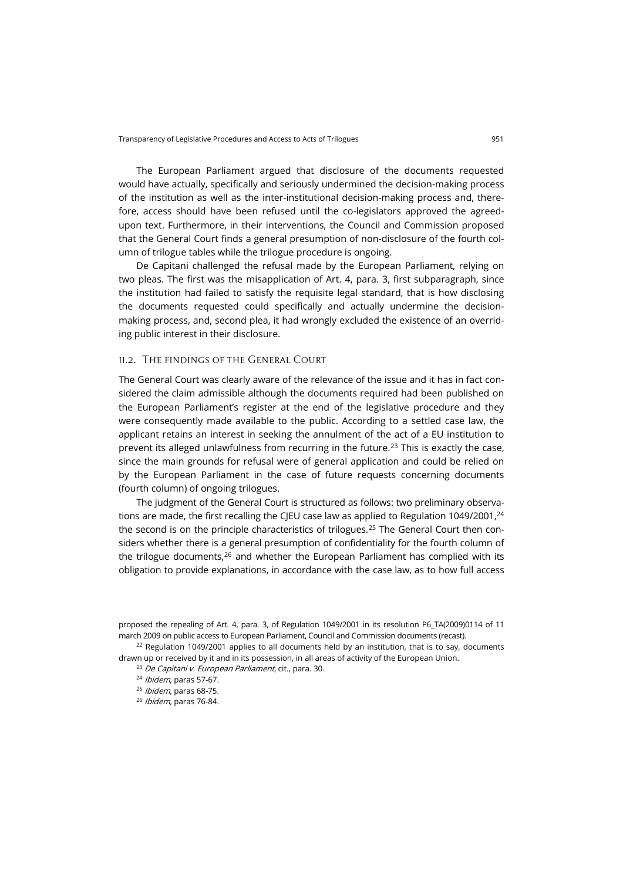The European Parliament argued that disclosure of the documents requested would have actually, specifically and seriously undermined the decision-making process of the institution as well as the inter-institutional decision-making process and, therefore, access should have been refused until the co-legislators approved the agreed-upon text. Furthermore, in their interventions, the Council and Commission proposed that the General Court finds a general presumption of non-disclosure of the fourth column of trilogue tables while the trilogue procedure is ongoing.

De Capitani challenged the refusal made by the European Parliament, relying on two pleas. The first was the misapplication of Art. 4, para. 3, first subparagraph, since the institution had failed to satisfy the requisite legal standard, that is how disclosing the documents requested could specifically and actually undermine the decision-making process, and, second plea, it had wrongly excluded the existence of an overriding public interest in their disclosure.

### II.2. The findings of the General Court

The General Court was clearly aware of the relevance of the issue and it has in fact considered the claim admissible although the documents required had been published on the European Parliament's register at the end of the legislative procedure and they were consequently made available to the public. According to a settled case law, the applicant retains an interest in seeking the annulment of the act of a EU institution to prevent its alleged unlawfulness from recurring in the future.[23] This is exactly the case, since the main grounds for refusal were of general application and could be relied on by the European Parliament in the case of future requests concerning documents (fourth column) of ongoing trilogues.

The judgment of the General Court is structured as follows: two preliminary observations are made, the first recalling the CJEU case law as applied to Regulation 1049/2001,[24] the second is on the principle characteristics of trilogues.[25] The General Court then considers whether there is a general presumption of confidentiality for the fourth column of the trilogue documents,[26] and whether the European Parliament has complied with its obligation to provide explanations, in accordance with the case law, as to how full access

---

proposed the repealing of Art. 4, para. 3, of Regulation 1049/2001 in its resolution P6_TA(2009)0114 of 11 march 2009 on public access to European Parliament, Council and Commission documents (recast).

[22] Regulation 1049/2001 applies to all documents held by an institution, that is to say, documents drawn up or received by it and in its possession, in all areas of activity of the European Union.

[23] *De Capitani v. European Parliament*, cit., para. 30.

[24] *Ibidem*, paras 57-67.

[25] *Ibidem*, paras 68-75.

[26] *Ibidem*, paras 76-84.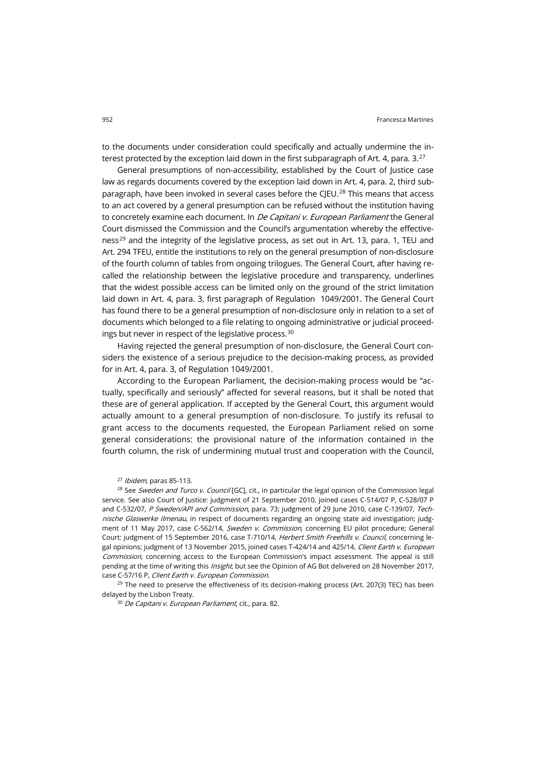to the documents under consideration could specifically and actually undermine the interest protected by the exception laid down in the first subparagraph of Art. 4, para. 3.[27]

General presumptions of non-accessibility, established by the Court of Justice case law as regards documents covered by the exception laid down in Art. 4, para. 2, third subparagraph, have been invoked in several cases before the CJEU.[28] This means that access to an act covered by a general presumption can be refused without the institution having to concretely examine each document. In *De Capitani v. European Parliament* the General Court dismissed the Commission and the Council's argumentation whereby the effectiveness[29] and the integrity of the legislative process, as set out in Art. 13, para. 1, TEU and Art. 294 TFEU, entitle the institutions to rely on the general presumption of non-disclosure of the fourth column of tables from ongoing trilogues. The General Court, after having recalled the relationship between the legislative procedure and transparency, underlines that the widest possible access can be limited only on the ground of the strict limitation laid down in Art. 4, para. 3, first paragraph of Regulation 1049/2001. The General Court has found there to be a general presumption of non-disclosure only in relation to a set of documents which belonged to a file relating to ongoing administrative or judicial proceedings but never in respect of the legislative process.[30]

Having rejected the general presumption of non-disclosure, the General Court considers the existence of a serious prejudice to the decision-making process, as provided for in Art. 4, para. 3, of Regulation 1049/2001.

According to the European Parliament, the decision-making process would be "actually, specifically and seriously" affected for several reasons, but it shall be noted that these are of general application. If accepted by the General Court, this argument would actually amount to a general presumption of non-disclosure. To justify its refusal to grant access to the documents requested, the European Parliament relied on some general considerations: the provisional nature of the information contained in the fourth column, the risk of undermining mutual trust and cooperation with the Council,

[27] *Ibidem*, paras 85-113.

[28] See *Sweden and Turco v. Council* [GC], cit., in particular the legal opinion of the Commission legal service. See also Court of Justice: judgment of 21 September 2010, joined cases C-514/07 P, C-528/07 P and C-532/07, *P Sweden/API and Commission*, para. 73; judgment of 29 June 2010, case C-139/07, *Technische Glaswerke Ilmenau*, in respect of documents regarding an ongoing state aid investigation; judgment of 11 May 2017, case C-562/14, *Sweden v. Commission*, concerning EU pilot procedure; General Court: judgment of 15 September 2016, case T-710/14, *Herbert Smith Freehills v. Council*, concerning legal opinions; judgment of 13 November 2015, joined cases T-424/14 and 425/14, *Client Earth v. European Commission*, concerning access to the European Commission's impact assessment. The appeal is still pending at the time of writing this *Insight*, but see the Opinion of AG Bot delivered on 28 November 2017, case C-57/16 P, *Client Earth v. European Commission*.

[29] The need to preserve the effectiveness of its decision-making process (Art. 207(3) TEC) has been delayed by the Lisbon Treaty.

[30] *De Capitani v. European Parliament*, cit., para. 82.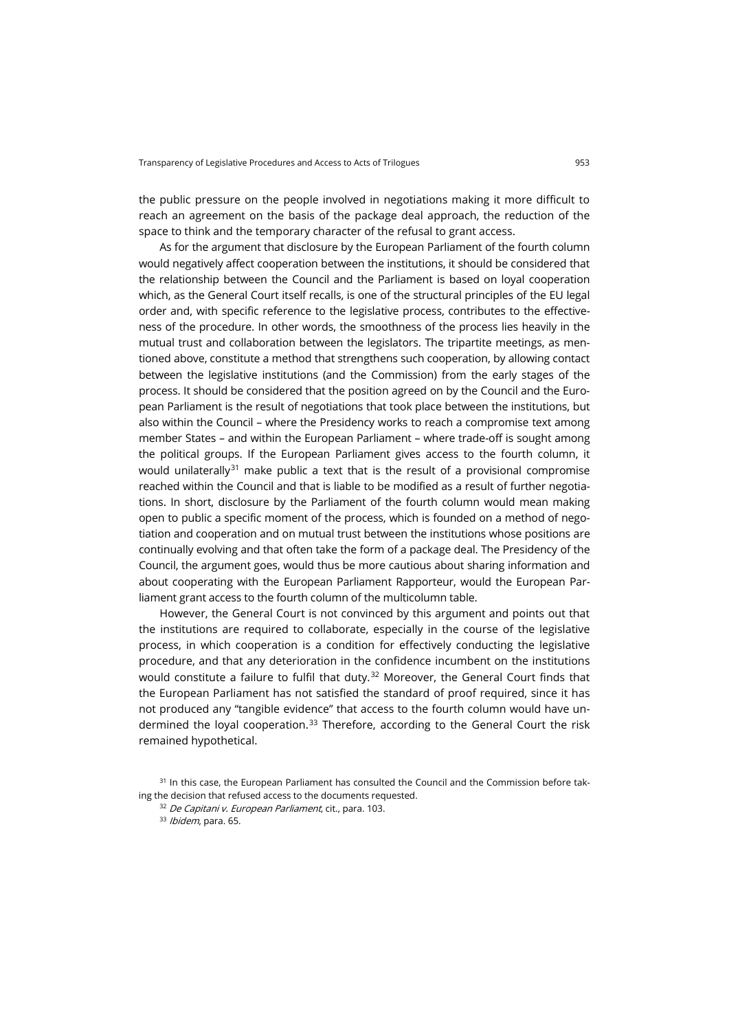the public pressure on the people involved in negotiations making it more difficult to reach an agreement on the basis of the package deal approach, the reduction of the space to think and the temporary character of the refusal to grant access.

As for the argument that disclosure by the European Parliament of the fourth column would negatively affect cooperation between the institutions, it should be considered that the relationship between the Council and the Parliament is based on loyal cooperation which, as the General Court itself recalls, is one of the structural principles of the EU legal order and, with specific reference to the legislative process, contributes to the effectiveness of the procedure. In other words, the smoothness of the process lies heavily in the mutual trust and collaboration between the legislators. The tripartite meetings, as mentioned above, constitute a method that strengthens such cooperation, by allowing contact between the legislative institutions (and the Commission) from the early stages of the process. It should be considered that the position agreed on by the Council and the European Parliament is the result of negotiations that took place between the institutions, but also within the Council – where the Presidency works to reach a compromise text among member States – and within the European Parliament – where trade-off is sought among the political groups. If the European Parliament gives access to the fourth column, it would unilaterally[31] make public a text that is the result of a provisional compromise reached within the Council and that is liable to be modified as a result of further negotiations. In short, disclosure by the Parliament of the fourth column would mean making open to public a specific moment of the process, which is founded on a method of negotiation and cooperation and on mutual trust between the institutions whose positions are continually evolving and that often take the form of a package deal. The Presidency of the Council, the argument goes, would thus be more cautious about sharing information and about cooperating with the European Parliament Rapporteur, would the European Parliament grant access to the fourth column of the multicolumn table.

However, the General Court is not convinced by this argument and points out that the institutions are required to collaborate, especially in the course of the legislative process, in which cooperation is a condition for effectively conducting the legislative procedure, and that any deterioration in the confidence incumbent on the institutions would constitute a failure to fulfil that duty.[32] Moreover, the General Court finds that the European Parliament has not satisfied the standard of proof required, since it has not produced any "tangible evidence" that access to the fourth column would have undermined the loyal cooperation.[33] Therefore, according to the General Court the risk remained hypothetical.

[31] In this case, the European Parliament has consulted the Council and the Commission before taking the decision that refused access to the documents requested.

[32] *De Capitani v. European Parliament*, cit., para. 103.

[33] *Ibidem*, para. 65.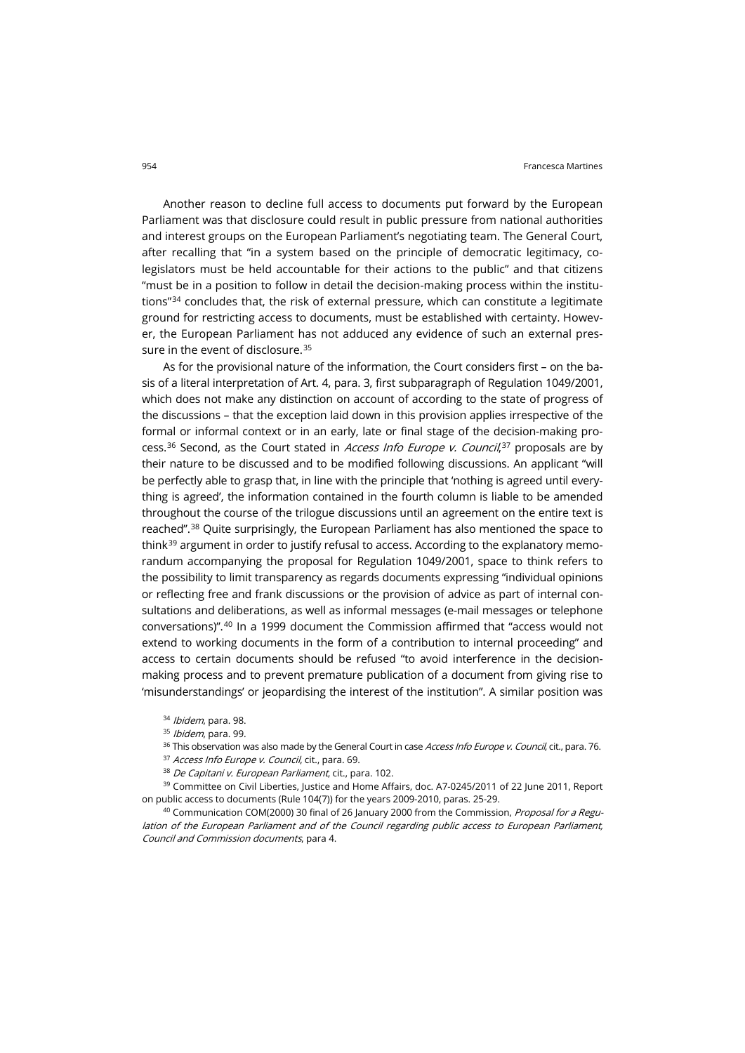Another reason to decline full access to documents put forward by the European Parliament was that disclosure could result in public pressure from national authorities and interest groups on the European Parliament's negotiating team. The General Court, after recalling that "in a system based on the principle of democratic legitimacy, co-legislators must be held accountable for their actions to the public" and that citizens "must be in a position to follow in detail the decision-making process within the institutions"[34] concludes that, the risk of external pressure, which can constitute a legitimate ground for restricting access to documents, must be established with certainty. However, the European Parliament has not adduced any evidence of such an external pressure in the event of disclosure.[35]

As for the provisional nature of the information, the Court considers first – on the basis of a literal interpretation of Art. 4, para. 3, first subparagraph of Regulation 1049/2001, which does not make any distinction on account of according to the state of progress of the discussions – that the exception laid down in this provision applies irrespective of the formal or informal context or in an early, late or final stage of the decision-making process.[36] Second, as the Court stated in *Access Info Europe v. Council*,[37] proposals are by their nature to be discussed and to be modified following discussions. An applicant "will be perfectly able to grasp that, in line with the principle that 'nothing is agreed until everything is agreed', the information contained in the fourth column is liable to be amended throughout the course of the trilogue discussions until an agreement on the entire text is reached".[38] Quite surprisingly, the European Parliament has also mentioned the space to think[39] argument in order to justify refusal to access. According to the explanatory memorandum accompanying the proposal for Regulation 1049/2001, space to think refers to the possibility to limit transparency as regards documents expressing "individual opinions or reflecting free and frank discussions or the provision of advice as part of internal consultations and deliberations, as well as informal messages (e-mail messages or telephone conversations)".[40] In a 1999 document the Commission affirmed that "access would not extend to working documents in the form of a contribution to internal proceeding" and access to certain documents should be refused "to avoid interference in the decision-making process and to prevent premature publication of a document from giving rise to 'misunderstandings' or jeopardising the interest of the institution". A similar position was

[34] *Ibidem*, para. 98.

[35] *Ibidem*, para. 99.

[36] This observation was also made by the General Court in case *Access Info Europe v. Council*, cit., para. 76.

[37] *Access Info Europe v. Council*, cit., para. 69.

[38] *De Capitani v. European Parliament*, cit., para. 102.

[39] Committee on Civil Liberties, Justice and Home Affairs, doc. A7-0245/2011 of 22 June 2011, Report on public access to documents (Rule 104(7)) for the years 2009-2010, paras. 25-29.

[40] Communication COM(2000) 30 final of 26 January 2000 from the Commission, *Proposal for a Regulation of the European Parliament and of the Council regarding public access to European Parliament, Council and Commission documents*, para 4.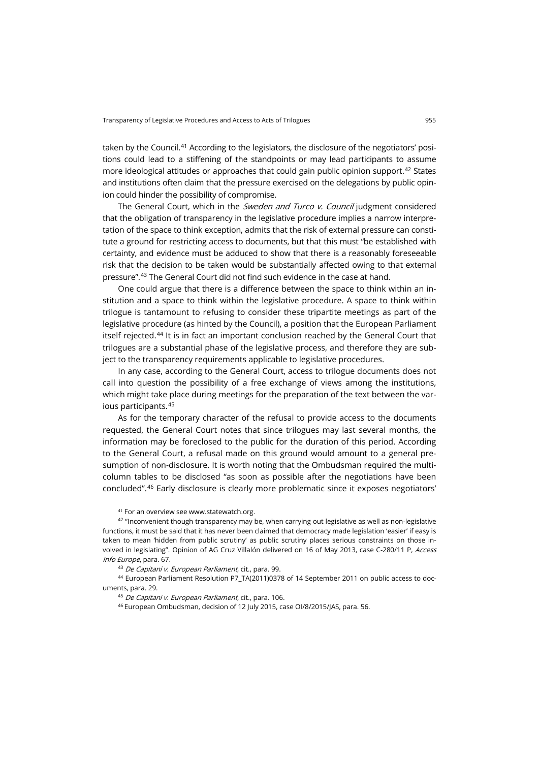taken by the Council.[41] According to the legislators, the disclosure of the negotiators' positions could lead to a stiffening of the standpoints or may lead participants to assume more ideological attitudes or approaches that could gain public opinion support.[42] States and institutions often claim that the pressure exercised on the delegations by public opinion could hinder the possibility of compromise.

The General Court, which in the *Sweden and Turco v. Council* judgment considered that the obligation of transparency in the legislative procedure implies a narrow interpretation of the space to think exception, admits that the risk of external pressure can constitute a ground for restricting access to documents, but that this must "be established with certainty, and evidence must be adduced to show that there is a reasonably foreseeable risk that the decision to be taken would be substantially affected owing to that external pressure".[43] The General Court did not find such evidence in the case at hand.

One could argue that there is a difference between the space to think within an institution and a space to think within the legislative procedure. A space to think within trilogue is tantamount to refusing to consider these tripartite meetings as part of the legislative procedure (as hinted by the Council), a position that the European Parliament itself rejected.[44] It is in fact an important conclusion reached by the General Court that trilogues are a substantial phase of the legislative process, and therefore they are subject to the transparency requirements applicable to legislative procedures.

In any case, according to the General Court, access to trilogue documents does not call into question the possibility of a free exchange of views among the institutions, which might take place during meetings for the preparation of the text between the various participants.[45]

As for the temporary character of the refusal to provide access to the documents requested, the General Court notes that since trilogues may last several months, the information may be foreclosed to the public for the duration of this period. According to the General Court, a refusal made on this ground would amount to a general presumption of non-disclosure. It is worth noting that the Ombudsman required the multi-column tables to be disclosed "as soon as possible after the negotiations have been concluded".[46] Early disclosure is clearly more problematic since it exposes negotiators'

[41] For an overview see www.statewatch.org.

[42] "Inconvenient though transparency may be, when carrying out legislative as well as non-legislative functions, it must be said that it has never been claimed that democracy made legislation 'easier' if easy is taken to mean 'hidden from public scrutiny' as public scrutiny places serious constraints on those involved in legislating". Opinion of AG Cruz Villalón delivered on 16 of May 2013, case C-280/11 P, *Access Info Europe*, para. 67.

[43] *De Capitani v. European Parliament*, cit., para. 99.

[44] European Parliament Resolution P7_TA(2011)0378 of 14 September 2011 on public access to documents, para. 29.

[45] *De Capitani v. European Parliament*, cit., para. 106.

[46] European Ombudsman, decision of 12 July 2015, case OI/8/2015/JAS, para. 56.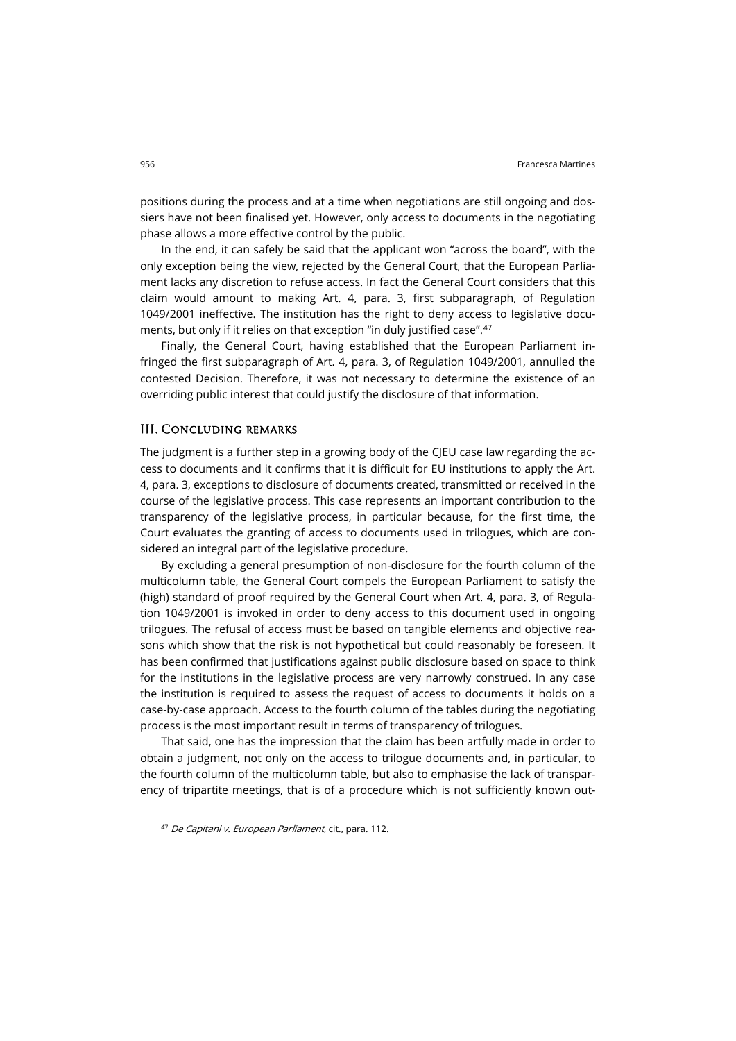positions during the process and at a time when negotiations are still ongoing and dossiers have not been finalised yet. However, only access to documents in the negotiating phase allows a more effective control by the public.

In the end, it can safely be said that the applicant won "across the board", with the only exception being the view, rejected by the General Court, that the European Parliament lacks any discretion to refuse access. In fact the General Court considers that this claim would amount to making Art. 4, para. 3, first subparagraph, of Regulation 1049/2001 ineffective. The institution has the right to deny access to legislative documents, but only if it relies on that exception "in duly justified case".[47]

Finally, the General Court, having established that the European Parliament infringed the first subparagraph of Art. 4, para. 3, of Regulation 1049/2001, annulled the contested Decision. Therefore, it was not necessary to determine the existence of an overriding public interest that could justify the disclosure of that information.

## III. Concluding remarks

The judgment is a further step in a growing body of the CJEU case law regarding the access to documents and it confirms that it is difficult for EU institutions to apply the Art. 4, para. 3, exceptions to disclosure of documents created, transmitted or received in the course of the legislative process. This case represents an important contribution to the transparency of the legislative process, in particular because, for the first time, the Court evaluates the granting of access to documents used in trilogues, which are considered an integral part of the legislative procedure.

By excluding a general presumption of non-disclosure for the fourth column of the multicolumn table, the General Court compels the European Parliament to satisfy the (high) standard of proof required by the General Court when Art. 4, para. 3, of Regulation 1049/2001 is invoked in order to deny access to this document used in ongoing trilogues. The refusal of access must be based on tangible elements and objective reasons which show that the risk is not hypothetical but could reasonably be foreseen. It has been confirmed that justifications against public disclosure based on space to think for the institutions in the legislative process are very narrowly construed. In any case the institution is required to assess the request of access to documents it holds on a case-by-case approach. Access to the fourth column of the tables during the negotiating process is the most important result in terms of transparency of trilogues.

That said, one has the impression that the claim has been artfully made in order to obtain a judgment, not only on the access to trilogue documents and, in particular, to the fourth column of the multicolumn table, but also to emphasise the lack of transparency of tripartite meetings, that is of a procedure which is not sufficiently known out-

[47] *De Capitani v. European Parliament*, cit., para. 112.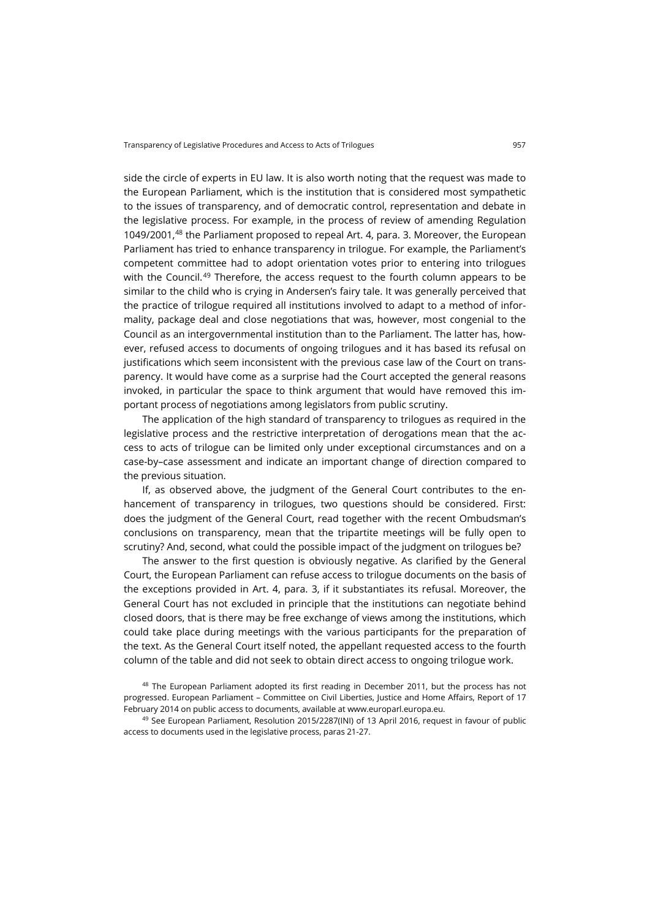side the circle of experts in EU law. It is also worth noting that the request was made to the European Parliament, which is the institution that is considered most sympathetic to the issues of transparency, and of democratic control, representation and debate in the legislative process. For example, in the process of review of amending Regulation 1049/2001,[48] the Parliament proposed to repeal Art. 4, para. 3. Moreover, the European Parliament has tried to enhance transparency in trilogue. For example, the Parliament's competent committee had to adopt orientation votes prior to entering into trilogues with the Council.[49] Therefore, the access request to the fourth column appears to be similar to the child who is crying in Andersen's fairy tale. It was generally perceived that the practice of trilogue required all institutions involved to adapt to a method of informality, package deal and close negotiations that was, however, most congenial to the Council as an intergovernmental institution than to the Parliament. The latter has, however, refused access to documents of ongoing trilogues and it has based its refusal on justifications which seem inconsistent with the previous case law of the Court on transparency. It would have come as a surprise had the Court accepted the general reasons invoked, in particular the space to think argument that would have removed this important process of negotiations among legislators from public scrutiny.

The application of the high standard of transparency to trilogues as required in the legislative process and the restrictive interpretation of derogations mean that the access to acts of trilogue can be limited only under exceptional circumstances and on a case-by–case assessment and indicate an important change of direction compared to the previous situation.

If, as observed above, the judgment of the General Court contributes to the enhancement of transparency in trilogues, two questions should be considered. First: does the judgment of the General Court, read together with the recent Ombudsman's conclusions on transparency, mean that the tripartite meetings will be fully open to scrutiny? And, second, what could the possible impact of the judgment on trilogues be?

The answer to the first question is obviously negative. As clarified by the General Court, the European Parliament can refuse access to trilogue documents on the basis of the exceptions provided in Art. 4, para. 3, if it substantiates its refusal. Moreover, the General Court has not excluded in principle that the institutions can negotiate behind closed doors, that is there may be free exchange of views among the institutions, which could take place during meetings with the various participants for the preparation of the text. As the General Court itself noted, the appellant requested access to the fourth column of the table and did not seek to obtain direct access to ongoing trilogue work.

[48] The European Parliament adopted its first reading in December 2011, but the process has not progressed. European Parliament – Committee on Civil Liberties, Justice and Home Affairs, Report of 17 February 2014 on public access to documents, available at www.europarl.europa.eu.

[49] See European Parliament, Resolution 2015/2287(INI) of 13 April 2016, request in favour of public access to documents used in the legislative process, paras 21-27.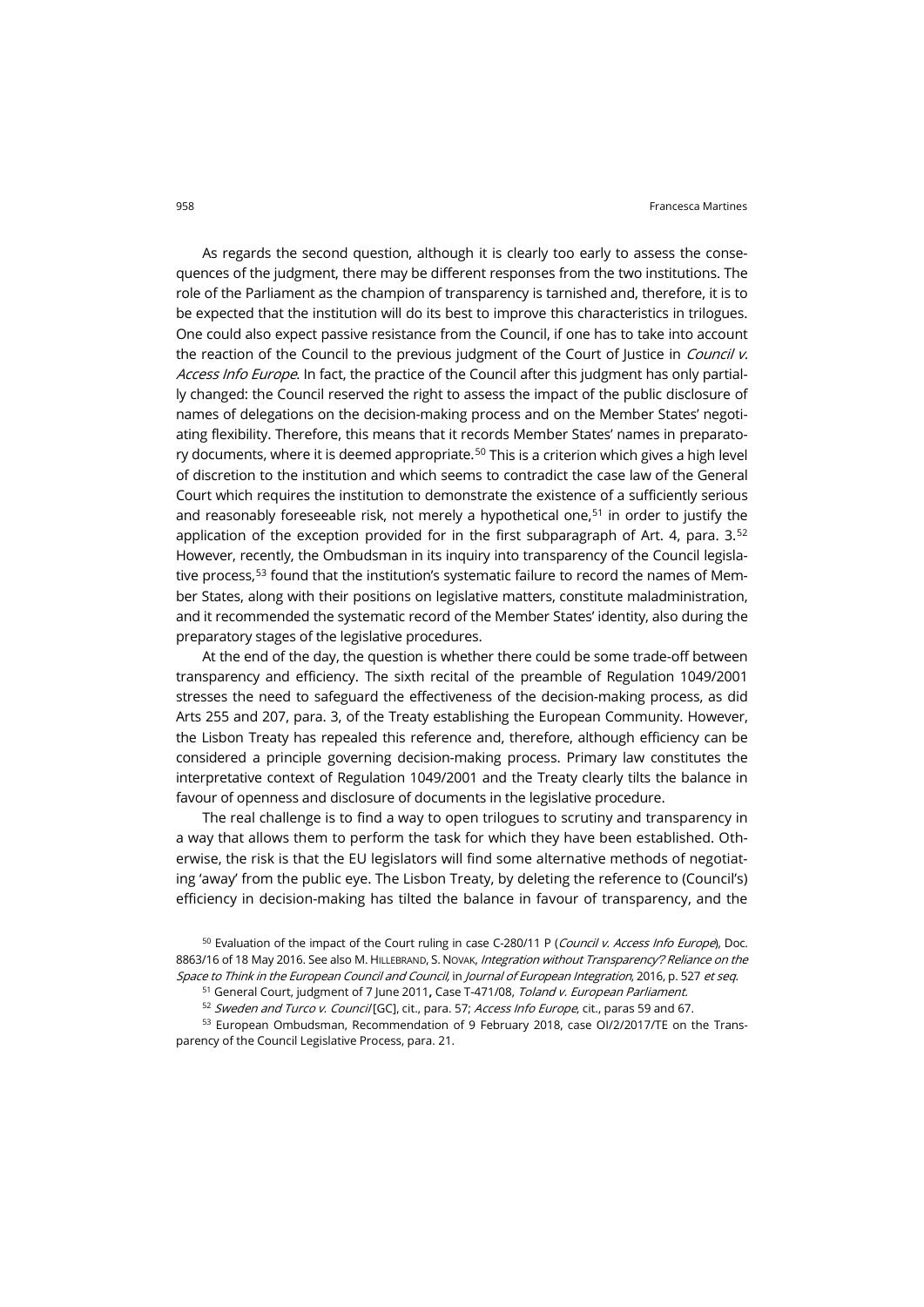As regards the second question, although it is clearly too early to assess the consequences of the judgment, there may be different responses from the two institutions. The role of the Parliament as the champion of transparency is tarnished and, therefore, it is to be expected that the institution will do its best to improve this characteristics in trilogues. One could also expect passive resistance from the Council, if one has to take into account the reaction of the Council to the previous judgment of the Court of Justice in *Council v. Access Info Europe*. In fact, the practice of the Council after this judgment has only partially changed: the Council reserved the right to assess the impact of the public disclosure of names of delegations on the decision-making process and on the Member States' negotiating flexibility. Therefore, this means that it records Member States' names in preparatory documents, where it is deemed appropriate.[50] This is a criterion which gives a high level of discretion to the institution and which seems to contradict the case law of the General Court which requires the institution to demonstrate the existence of a sufficiently serious and reasonably foreseeable risk, not merely a hypothetical one,[51] in order to justify the application of the exception provided for in the first subparagraph of Art. 4, para. 3.[52] However, recently, the Ombudsman in its inquiry into transparency of the Council legislative process,[53] found that the institution's systematic failure to record the names of Member States, along with their positions on legislative matters, constitute maladministration, and it recommended the systematic record of the Member States' identity, also during the preparatory stages of the legislative procedures.

At the end of the day, the question is whether there could be some trade-off between transparency and efficiency. The sixth recital of the preamble of Regulation 1049/2001 stresses the need to safeguard the effectiveness of the decision-making process, as did Arts 255 and 207, para. 3, of the Treaty establishing the European Community. However, the Lisbon Treaty has repealed this reference and, therefore, although efficiency can be considered a principle governing decision-making process. Primary law constitutes the interpretative context of Regulation 1049/2001 and the Treaty clearly tilts the balance in favour of openness and disclosure of documents in the legislative procedure.

The real challenge is to find a way to open trilogues to scrutiny and transparency in a way that allows them to perform the task for which they have been established. Otherwise, the risk is that the EU legislators will find some alternative methods of negotiating 'away' from the public eye. The Lisbon Treaty, by deleting the reference to (Council's) efficiency in decision-making has tilted the balance in favour of transparency, and the

[50] Evaluation of the impact of the Court ruling in case C-280/11 P (*Council v. Access Info Europe*), Doc. 8863/16 of 18 May 2016. See also M. HILLEBRAND, S. NOVAK, *Integration without Transparency? Reliance on the Space to Think in the European Council and Council*, in *Journal of European Integration*, 2016, p. 527 *et seq.*

[51] General Court, judgment of 7 June 2011, Case T-471/08, *Toland v. European Parliament*.

[52] *Sweden and Turco v. Council* [GC], cit., para. 57; *Access Info Europe*, cit., paras 59 and 67.

[53] European Ombudsman, Recommendation of 9 February 2018, case OI/2/2017/TE on the Transparency of the Council Legislative Process, para. 21.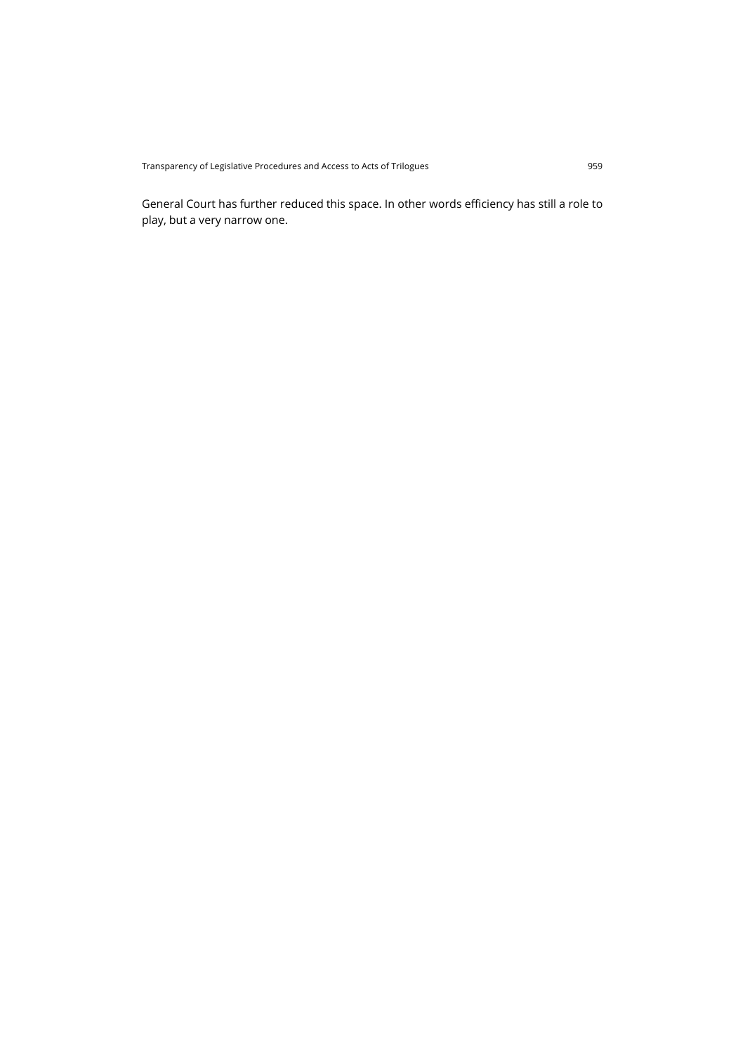General Court has further reduced this space. In other words efficiency has still a role to play, but a very narrow one.